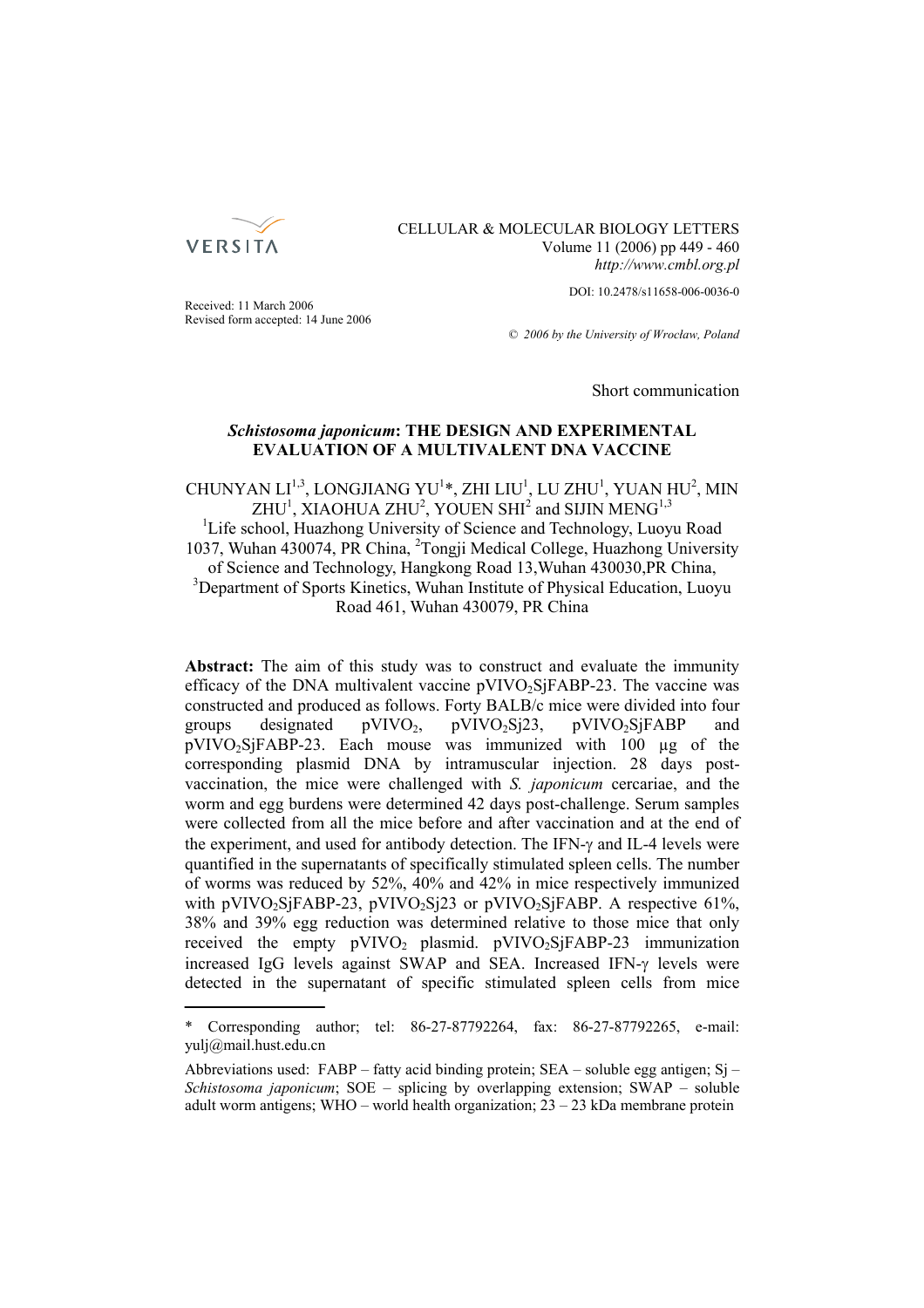CELLULAR & MOLECULAR BIOLOGY LETTERS
Volume 11 (2006) pp 449 - 460
*http://www.cmbl.org.pl*

DOI: 10.2478/s11658-006-0036-0

Received: 11 March 2006
Revised form accepted: 14 June 2006

© *2006 by the University of Wrocław, Poland*

Short communication

# *Schistosoma japonicum*: THE DESIGN AND EXPERIMENTAL EVALUATION OF A MULTIVALENT DNA VACCINE

CHUNYAN LI[1,3], LONGJIANG YU[1]*, ZHI LIU[1], LU ZHU[1], YUAN HU[2], MIN ZHU[1], XIAOHUA ZHU[2], YOUEN SHI[2] and SIJIN MENG[1,3]

[1]Life school, Huazhong University of Science and Technology, Luoyu Road 1037, Wuhan 430074, PR China, [2]Tongji Medical College, Huazhong University of Science and Technology, Hangkong Road 13, Wuhan 430030, PR China, [3]Department of Sports Kinetics, Wuhan Institute of Physical Education, Luoyu Road 461, Wuhan 430079, PR China

**Abstract:** The aim of this study was to construct and evaluate the immunity efficacy of the DNA multivalent vaccine $pVIVO_2$SjFABP-23. The vaccine was constructed and produced as follows. Forty BALB/c mice were divided into four groups designated $pVIVO_2$, $pVIVO_2$Sj23, $pVIVO_2$SjFABP and $pVIVO_2$SjFABP-23. Each mouse was immunized with 100 μg of the corresponding plasmid DNA by intramuscular injection. 28 days post-vaccination, the mice were challenged with *S. japonicum* cercariae, and the worm and egg burdens were determined 42 days post-challenge. Serum samples were collected from all the mice before and after vaccination and at the end of the experiment, and used for antibody detection. The IFN-γ and IL-4 levels were quantified in the supernatants of specifically stimulated spleen cells. The number of worms was reduced by 52%, 40% and 42% in mice respectively immunized with $pVIVO_2$SjFABP-23, $pVIVO_2$Sj23 or $pVIVO_2$SjFABP. A respective 61%, 38% and 39% egg reduction was determined relative to those mice that only received the empty $pVIVO_2$ plasmid. $pVIVO_2$SjFABP-23 immunization increased IgG levels against SWAP and SEA. Increased IFN-γ levels were detected in the supernatant of specific stimulated spleen cells from mice

---

\* Corresponding author; tel: 86-27-87792264, fax: 86-27-87792265, e-mail: yulj@mail.hust.edu.cn

Abbreviations used: FABP – fatty acid binding protein; SEA – soluble egg antigen; Sj – *Schistosoma japonicum*; SOE – splicing by overlapping extension; SWAP – soluble adult worm antigens; WHO – world health organization; 23 – 23 kDa membrane protein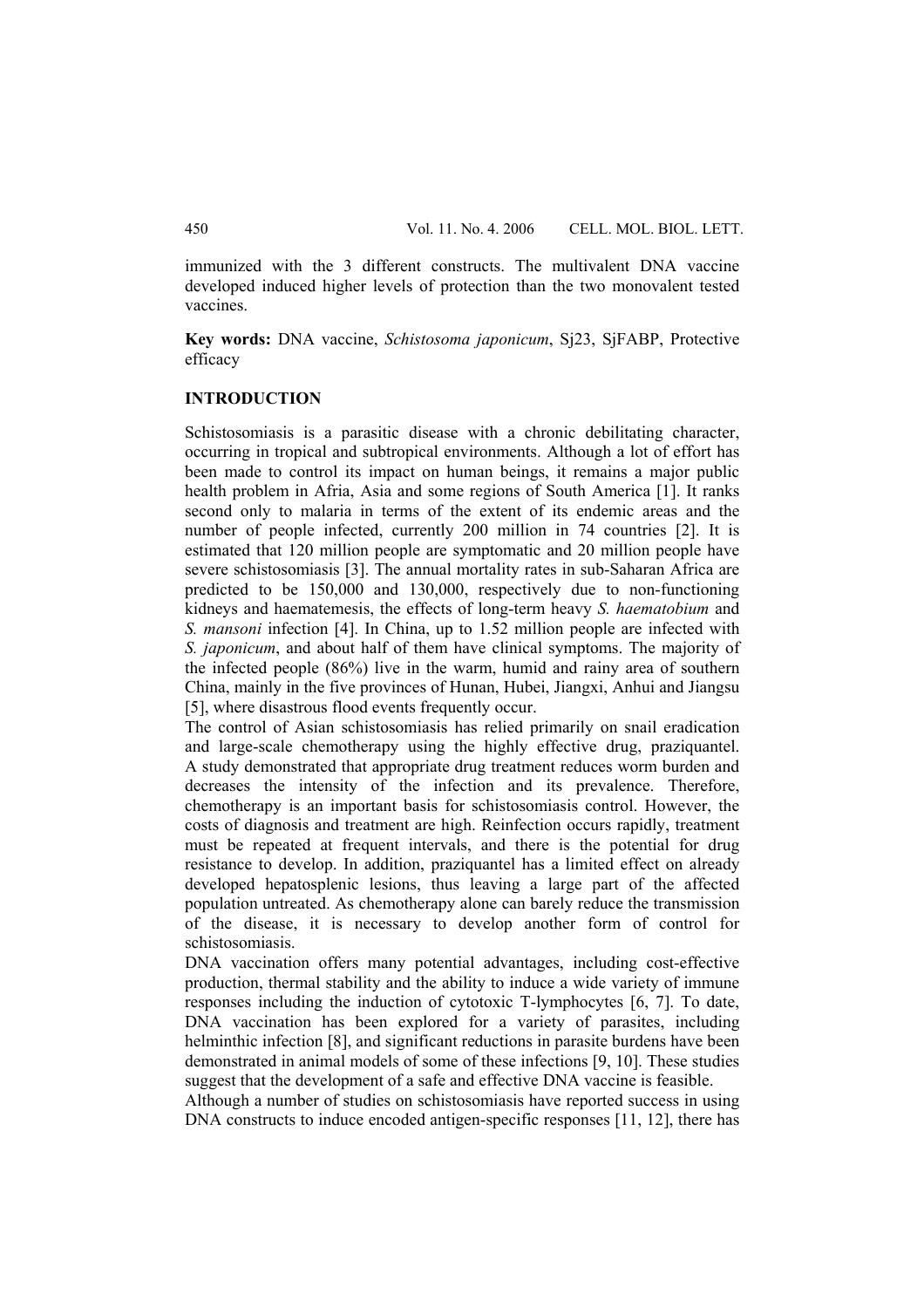immunized with the 3 different constructs. The multivalent DNA vaccine developed induced higher levels of protection than the two monovalent tested vaccines.

**Key words:** DNA vaccine, *Schistosoma japonicum*, Sj23, SjFABP, Protective efficacy

## INTRODUCTION

Schistosomiasis is a parasitic disease with a chronic debilitating character, occurring in tropical and subtropical environments. Although a lot of effort has been made to control its impact on human beings, it remains a major public health problem in Afria, Asia and some regions of South America [1]. It ranks second only to malaria in terms of the extent of its endemic areas and the number of people infected, currently 200 million in 74 countries [2]. It is estimated that 120 million people are symptomatic and 20 million people have severe schistosomiasis [3]. The annual mortality rates in sub-Saharan Africa are predicted to be 150,000 and 130,000, respectively due to non-functioning kidneys and haematemesis, the effects of long-term heavy *S. haematobium* and *S. mansoni* infection [4]. In China, up to 1.52 million people are infected with *S. japonicum*, and about half of them have clinical symptoms. The majority of the infected people (86%) live in the warm, humid and rainy area of southern China, mainly in the five provinces of Hunan, Hubei, Jiangxi, Anhui and Jiangsu [5], where disastrous flood events frequently occur.

The control of Asian schistosomiasis has relied primarily on snail eradication and large-scale chemotherapy using the highly effective drug, praziquantel. A study demonstrated that appropriate drug treatment reduces worm burden and decreases the intensity of the infection and its prevalence. Therefore, chemotherapy is an important basis for schistosomiasis control. However, the costs of diagnosis and treatment are high. Reinfection occurs rapidly, treatment must be repeated at frequent intervals, and there is the potential for drug resistance to develop. In addition, praziquantel has a limited effect on already developed hepatosplenic lesions, thus leaving a large part of the affected population untreated. As chemotherapy alone can barely reduce the transmission of the disease, it is necessary to develop another form of control for schistosomiasis.

DNA vaccination offers many potential advantages, including cost-effective production, thermal stability and the ability to induce a wide variety of immune responses including the induction of cytotoxic T-lymphocytes [6, 7]. To date, DNA vaccination has been explored for a variety of parasites, including helminthic infection [8], and significant reductions in parasite burdens have been demonstrated in animal models of some of these infections [9, 10]. These studies suggest that the development of a safe and effective DNA vaccine is feasible.

Although a number of studies on schistosomiasis have reported success in using DNA constructs to induce encoded antigen-specific responses [11, 12], there has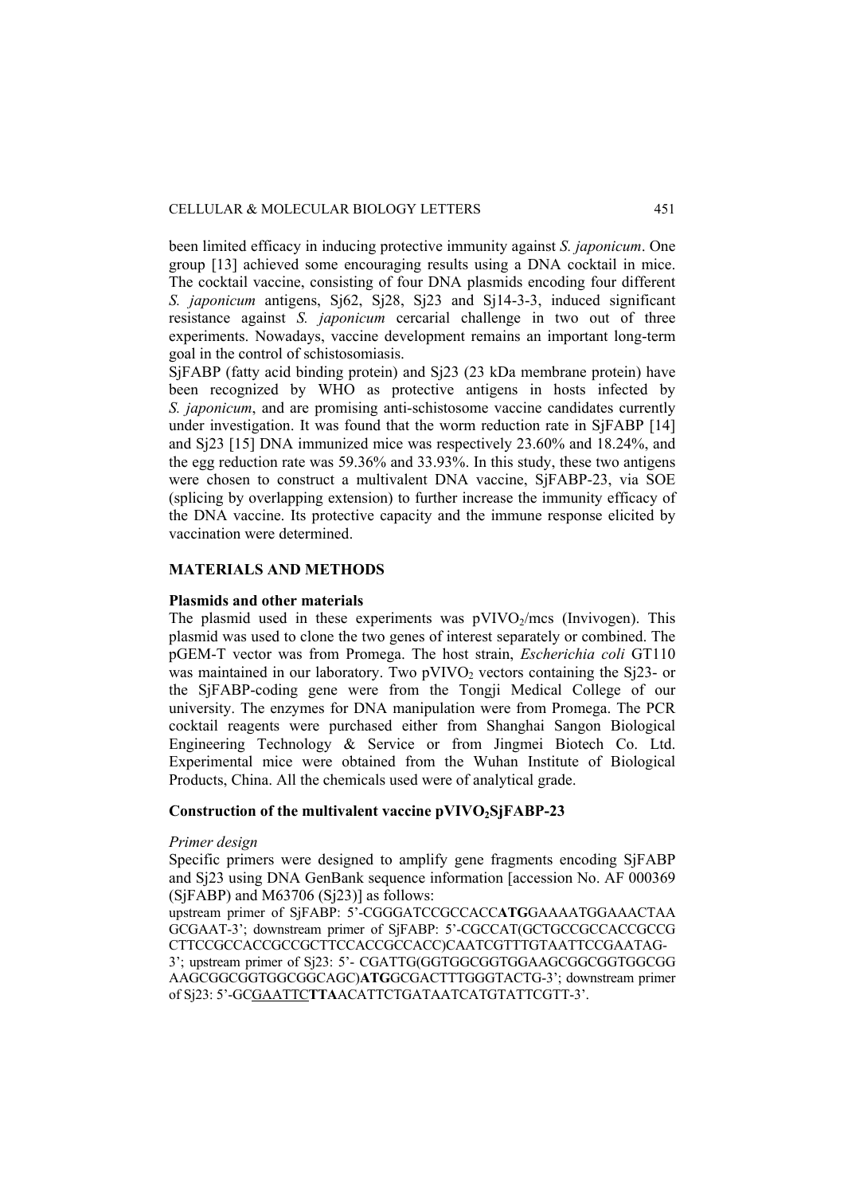been limited efficacy in inducing protective immunity against *S. japonicum*. One group [13] achieved some encouraging results using a DNA cocktail in mice. The cocktail vaccine, consisting of four DNA plasmids encoding four different *S. japonicum* antigens, Sj62, Sj28, Sj23 and Sj14-3-3, induced significant resistance against *S. japonicum* cercarial challenge in two out of three experiments. Nowadays, vaccine development remains an important long-term goal in the control of schistosomiasis.

SjFABP (fatty acid binding protein) and Sj23 (23 kDa membrane protein) have been recognized by WHO as protective antigens in hosts infected by *S. japonicum*, and are promising anti-schistosome vaccine candidates currently under investigation. It was found that the worm reduction rate in SjFABP [14] and Sj23 [15] DNA immunized mice was respectively 23.60% and 18.24%, and the egg reduction rate was 59.36% and 33.93%. In this study, these two antigens were chosen to construct a multivalent DNA vaccine, SjFABP-23, via SOE (splicing by overlapping extension) to further increase the immunity efficacy of the DNA vaccine. Its protective capacity and the immune response elicited by vaccination were determined.

## MATERIALS AND METHODS

### Plasmids and other materials

The plasmid used in these experiments was pVIVO$_2$/mcs (Invivogen). This plasmid was used to clone the two genes of interest separately or combined. The pGEM-T vector was from Promega. The host strain, *Escherichia coli* GT110 was maintained in our laboratory. Two pVIVO$_2$ vectors containing the Sj23- or the SjFABP-coding gene were from the Tongji Medical College of our university. The enzymes for DNA manipulation were from Promega. The PCR cocktail reagents were purchased either from Shanghai Sangon Biological Engineering Technology & Service or from Jingmei Biotech Co. Ltd. Experimental mice were obtained from the Wuhan Institute of Biological Products, China. All the chemicals used were of analytical grade.

### Construction of the multivalent vaccine pVIVO$_2$SjFABP-23

*Primer design*

Specific primers were designed to amplify gene fragments encoding SjFABP and Sj23 using DNA GenBank sequence information [accession No. AF 000369 (SjFABP) and M63706 (Sj23)] as follows:

upstream primer of SjFABP: 5'-CGGGATCCGCCACC**ATG**GAAAATGGAAACTAAGCGAAT-3'; downstream primer of SjFABP: 5'-CGCCAT(GCTGCCGCCACCGCCGCTTCCGCCACCGCCGCTTCCACCGCCACC)CAATCGTTTGTAATTCCGAATAG-3'; upstream primer of Sj23: 5'- CGATTG(GGTGGCGGTGGAAGCGGCGGTGGCGGAAGCGGCGGTGGCGGCAGC)**ATG**GCGACTTTGGGTACTG-3'; downstream primer of Sj23: 5'-GCGAATTC**TTA**ACATTCTGATAATCATGTATTCGTT-3'.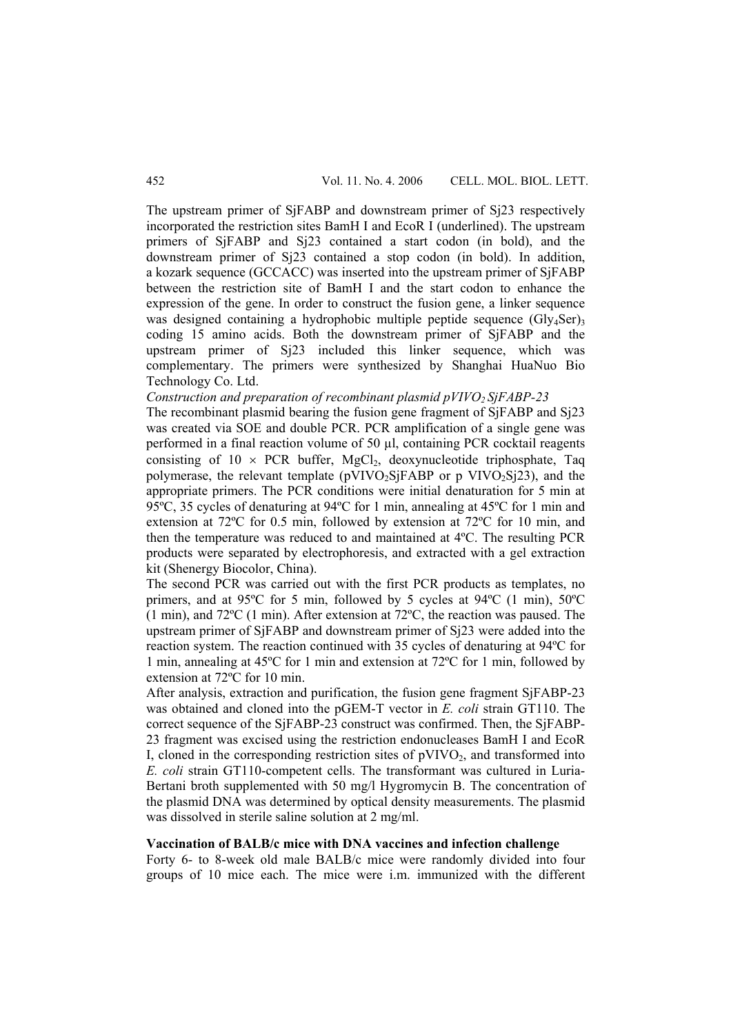The upstream primer of SjFABP and downstream primer of Sj23 respectively incorporated the restriction sites BamH I and EcoR I (underlined). The upstream primers of SjFABP and Sj23 contained a start codon (in bold), and the downstream primer of Sj23 contained a stop codon (in bold). In addition, a kozark sequence (GCCACC) was inserted into the upstream primer of SjFABP between the restriction site of BamH I and the start codon to enhance the expression of the gene. In order to construct the fusion gene, a linker sequence was designed containing a hydrophobic multiple peptide sequence $(Gly_4Ser)_3$ coding 15 amino acids. Both the downstream primer of SjFABP and the upstream primer of Sj23 included this linker sequence, which was complementary. The primers were synthesized by Shanghai HuaNuo Bio Technology Co. Ltd.

*Construction and preparation of recombinant plasmid pVIVO$_2$ SjFABP-23*

The recombinant plasmid bearing the fusion gene fragment of SjFABP and Sj23 was created via SOE and double PCR. PCR amplification of a single gene was performed in a final reaction volume of 50 µl, containing PCR cocktail reagents consisting of 10 × PCR buffer, $MgCl_2$, deoxynucleotide triphosphate, Taq polymerase, the relevant template (pVIVO$_2$SjFABP or p VIVO$_2$Sj23), and the appropriate primers. The PCR conditions were initial denaturation for 5 min at 95ºC, 35 cycles of denaturing at 94ºC for 1 min, annealing at 45ºC for 1 min and extension at 72ºC for 0.5 min, followed by extension at 72ºC for 10 min, and then the temperature was reduced to and maintained at 4ºC. The resulting PCR products were separated by electrophoresis, and extracted with a gel extraction kit (Shenergy Biocolor, China).

The second PCR was carried out with the first PCR products as templates, no primers, and at 95ºC for 5 min, followed by 5 cycles at 94ºC (1 min), 50ºC (1 min), and 72ºC (1 min). After extension at 72ºC, the reaction was paused. The upstream primer of SjFABP and downstream primer of Sj23 were added into the reaction system. The reaction continued with 35 cycles of denaturing at 94ºC for 1 min, annealing at 45ºC for 1 min and extension at 72ºC for 1 min, followed by extension at 72ºC for 10 min.

After analysis, extraction and purification, the fusion gene fragment SjFABP-23 was obtained and cloned into the pGEM-T vector in *E. coli* strain GT110. The correct sequence of the SjFABP-23 construct was confirmed. Then, the SjFABP-23 fragment was excised using the restriction endonucleases BamH I and EcoR I, cloned in the corresponding restriction sites of pVIVO$_2$, and transformed into *E. coli* strain GT110-competent cells. The transformant was cultured in Luria-Bertani broth supplemented with 50 mg/l Hygromycin B. The concentration of the plasmid DNA was determined by optical density measurements. The plasmid was dissolved in sterile saline solution at 2 mg/ml.

**Vaccination of BALB/c mice with DNA vaccines and infection challenge**

Forty 6- to 8-week old male BALB/c mice were randomly divided into four groups of 10 mice each. The mice were i.m. immunized with the different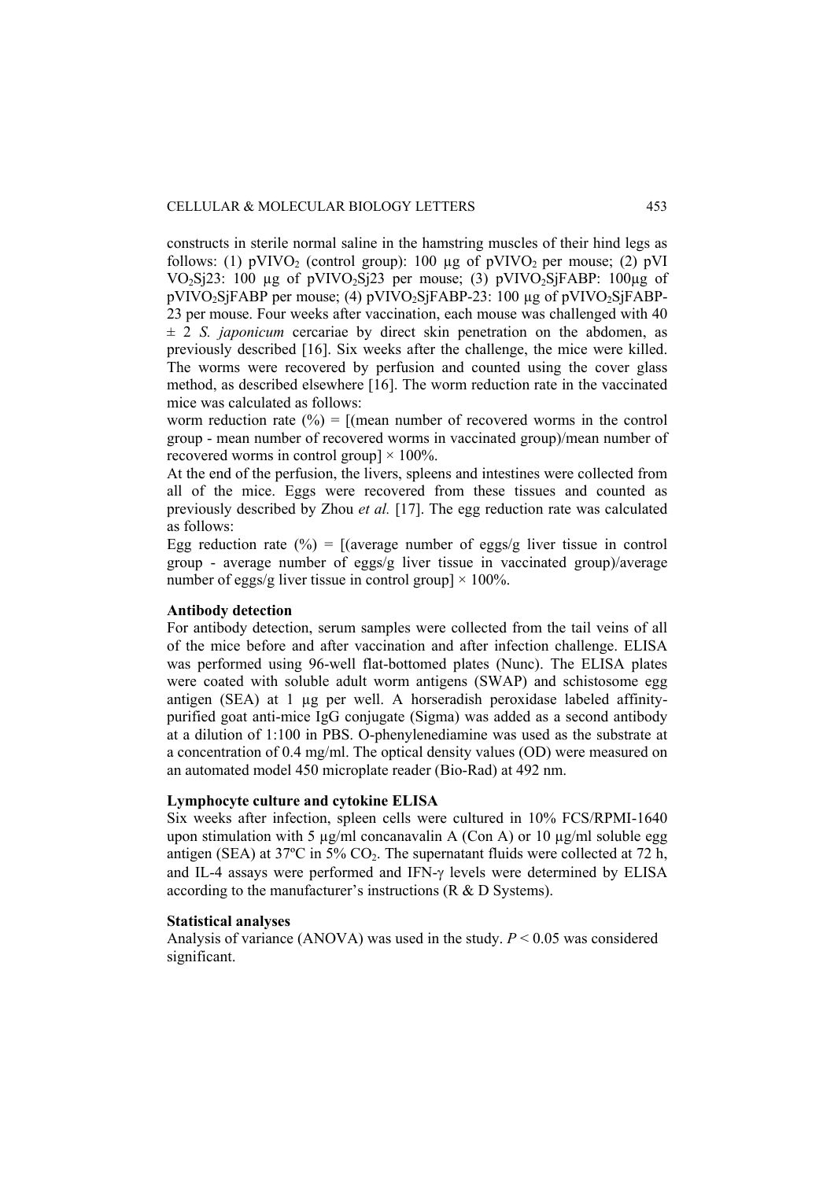constructs in sterile normal saline in the hamstring muscles of their hind legs as follows: (1) $pVIVO_2$ (control group): 100 μg of $pVIVO_2$ per mouse; (2) $pVIVO_2Sj23$: 100 μg of $pVIVO_2Sj23$ per mouse; (3) $pVIVO_2SjFABP$: 100μg of $pVIVO_2SjFABP$ per mouse; (4) $pVIVO_2SjFABP$-23: 100 μg of $pVIVO_2SjFABP$-23 per mouse. Four weeks after vaccination, each mouse was challenged with 40 ± 2 *S. japonicum* cercariae by direct skin penetration on the abdomen, as previously described [16]. Six weeks after the challenge, the mice were killed. The worms were recovered by perfusion and counted using the cover glass method, as described elsewhere [16]. The worm reduction rate in the vaccinated mice was calculated as follows:

worm reduction rate (%) = [(mean number of recovered worms in the control group - mean number of recovered worms in vaccinated group)/mean number of recovered worms in control group] × 100%.

At the end of the perfusion, the livers, spleens and intestines were collected from all of the mice. Eggs were recovered from these tissues and counted as previously described by Zhou *et al.* [17]. The egg reduction rate was calculated as follows:

Egg reduction rate (%) = [(average number of eggs/g liver tissue in control group - average number of eggs/g liver tissue in vaccinated group)/average number of eggs/g liver tissue in control group] × 100%.

**Antibody detection**

For antibody detection, serum samples were collected from the tail veins of all of the mice before and after vaccination and after infection challenge. ELISA was performed using 96-well flat-bottomed plates (Nunc). The ELISA plates were coated with soluble adult worm antigens (SWAP) and schistosome egg antigen (SEA) at 1 μg per well. A horseradish peroxidase labeled affinity-purified goat anti-mice IgG conjugate (Sigma) was added as a second antibody at a dilution of 1:100 in PBS. O-phenylenediamine was used as the substrate at a concentration of 0.4 mg/ml. The optical density values (OD) were measured on an automated model 450 microplate reader (Bio-Rad) at 492 nm.

**Lymphocyte culture and cytokine ELISA**

Six weeks after infection, spleen cells were cultured in 10% FCS/RPMI-1640 upon stimulation with 5 μg/ml concanavalin A (Con A) or 10 μg/ml soluble egg antigen (SEA) at 37ºC in 5% $CO_2$. The supernatant fluids were collected at 72 h, and IL-4 assays were performed and IFN-γ levels were determined by ELISA according to the manufacturer's instructions (R & D Systems).

**Statistical analyses**

Analysis of variance (ANOVA) was used in the study. $P < 0.05$ was considered significant.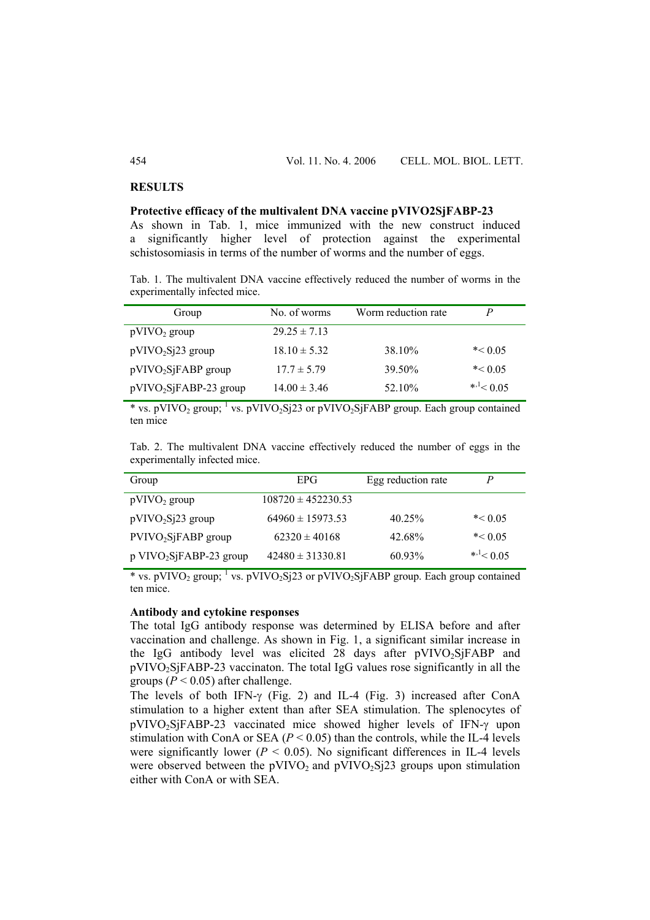## RESULTS

### Protective efficacy of the multivalent DNA vaccine pVIVO2SjFABP-23

As shown in Tab. 1, mice immunized with the new construct induced a significantly higher level of protection against the experimental schistosomiasis in terms of the number of worms and the number of eggs.

Tab. 1. The multivalent DNA vaccine effectively reduced the number of worms in the experimentally infected mice.

| Group | No. of worms | Worm reduction rate | P |
|---|---|---|---|
| $pVIVO_2$ group | 29.25 ± 7.13 | | |
| $pVIVO_2$Sj23 group | 18.10 ± 5.32 | 38.10% | *< 0.05 |
| $pVIVO_2$SjFABP group | 17.7 ± 5.79 | 39.50% | *< 0.05 |
| $pVIVO_2$SjFABP-23 group | 14.00 ± 3.46 | 52.10% | *,[1]< 0.05 |

* vs. $pVIVO_2$ group; [1] vs. $pVIVO_2$Sj23 or $pVIVO_2$SjFABP group. Each group contained ten mice

Tab. 2. The multivalent DNA vaccine effectively reduced the number of eggs in the experimentally infected mice.

| Group | EPG | Egg reduction rate | P |
|---|---|---|---|
| $pVIVO_2$ group | 108720 ± 452230.53 | | |
| $pVIVO_2$Sj23 group | 64960 ± 15973.53 | 40.25% | *< 0.05 |
| $PVIVO_2$SjFABP group | 62320 ± 40168 | 42.68% | *< 0.05 |
| p $VIVO_2$SjFABP-23 group | 42480 ± 31330.81 | 60.93% | *,[1]< 0.05 |

* vs. $pVIVO_2$ group; [1] vs. $pVIVO_2$Sj23 or $pVIVO_2$SjFABP group. Each group contained ten mice.

### Antibody and cytokine responses

The total IgG antibody response was determined by ELISA before and after vaccination and challenge. As shown in Fig. 1, a significant similar increase in the IgG antibody level was elicited 28 days after $pVIVO_2$SjFABP and $pVIVO_2$SjFABP-23 vaccinaton. The total IgG values rose significantly in all the groups ($P < 0.05$) after challenge.

The levels of both IFN-γ (Fig. 2) and IL-4 (Fig. 3) increased after ConA stimulation to a higher extent than after SEA stimulation. The splenocytes of $pVIVO_2$SjFABP-23 vaccinated mice showed higher levels of IFN-γ upon stimulation with ConA or SEA ($P < 0.05$) than the controls, while the IL-4 levels were significantly lower ($P < 0.05$). No significant differences in IL-4 levels were observed between the $pVIVO_2$ and $pVIVO_2$Sj23 groups upon stimulation either with ConA or with SEA.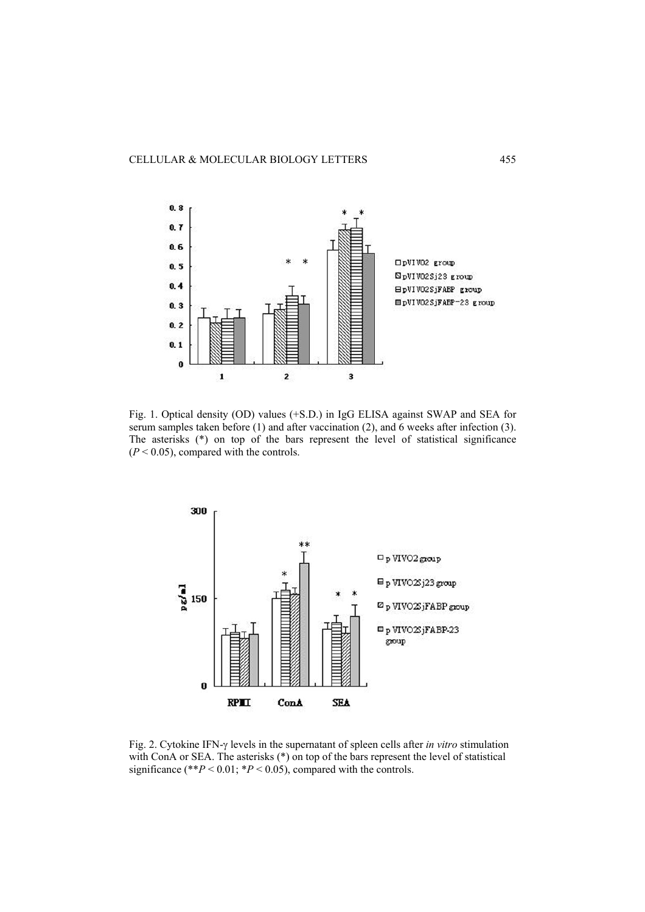Fig. 1. Optical density (OD) values (+S.D.) in IgG ELISA against SWAP and SEA for serum samples taken before (1) and after vaccination (2), and 6 weeks after infection (3). The asterisks (*) on top of the bars represent the level of statistical significance ($P < 0.05$), compared with the controls.

Fig. 2. Cytokine IFN-γ levels in the supernatant of spleen cells after *in vitro* stimulation with ConA or SEA. The asterisks (*) on top of the bars represent the level of statistical significance (**$P < 0.01$; *$P < 0.05$), compared with the controls.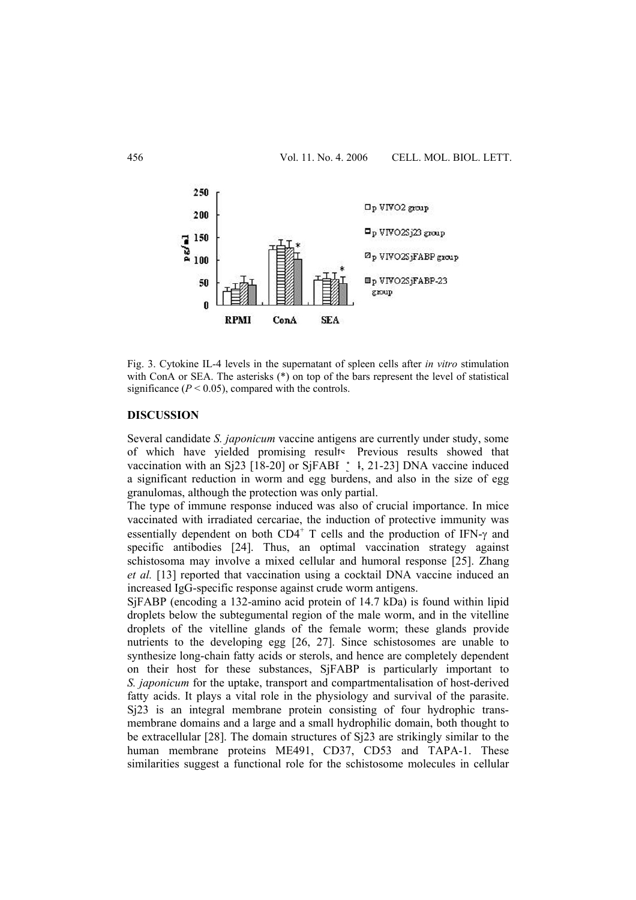Fig. 3. Cytokine IL-4 levels in the supernatant of spleen cells after *in vitro* stimulation with ConA or SEA. The asterisks (*) on top of the bars represent the level of statistical significance ($P < 0.05$), compared with the controls.

## DISCUSSION

Several candidate *S. japonicum* vaccine antigens are currently under study, some of which have yielded promising results. Previous results showed that vaccination with an Sj23 [18-20] or SjFABP [4, 21-23] DNA vaccine induced a significant reduction in worm and egg burdens, and also in the size of egg granulomas, although the protection was only partial.

The type of immune response induced was also of crucial importance. In mice vaccinated with irradiated cercariae, the induction of protective immunity was essentially dependent on both $CD4^+$ T cells and the production of IFN-$\gamma$ and specific antibodies [24]. Thus, an optimal vaccination strategy against schistosoma may involve a mixed cellular and humoral response [25]. Zhang *et al.* [13] reported that vaccination using a cocktail DNA vaccine induced an increased IgG-specific response against crude worm antigens.

SjFABP (encoding a 132-amino acid protein of 14.7 kDa) is found within lipid droplets below the subtegumental region of the male worm, and in the vitelline droplets of the vitelline glands of the female worm; these glands provide nutrients to the developing egg [26, 27]. Since schistosomes are unable to synthesize long-chain fatty acids or sterols, and hence are completely dependent on their host for these substances, SjFABP is particularly important to *S. japonicum* for the uptake, transport and compartmentalisation of host-derived fatty acids. It plays a vital role in the physiology and survival of the parasite. Sj23 is an integral membrane protein consisting of four hydrophic trans-membrane domains and a large and a small hydrophilic domain, both thought to be extracellular [28]. The domain structures of Sj23 are strikingly similar to the human membrane proteins ME491, CD37, CD53 and TAPA-1. These similarities suggest a functional role for the schistosome molecules in cellular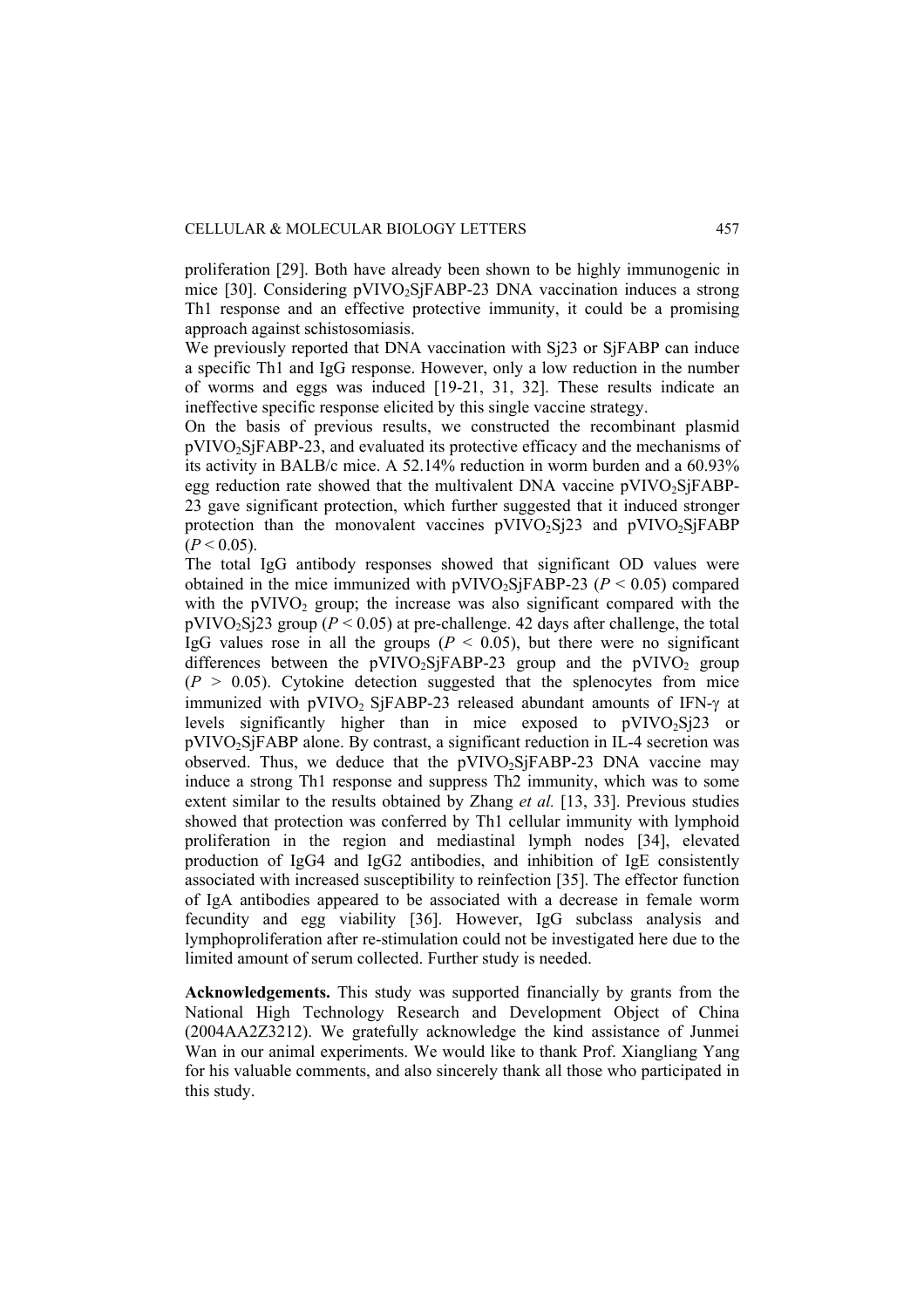proliferation [29]. Both have already been shown to be highly immunogenic in mice [30]. Considering pVIVO$_2$SjFABP-23 DNA vaccination induces a strong Th1 response and an effective protective immunity, it could be a promising approach against schistosomiasis.

We previously reported that DNA vaccination with Sj23 or SjFABP can induce a specific Th1 and IgG response. However, only a low reduction in the number of worms and eggs was induced [19-21, 31, 32]. These results indicate an ineffective specific response elicited by this single vaccine strategy.

On the basis of previous results, we constructed the recombinant plasmid pVIVO$_2$SjFABP-23, and evaluated its protective efficacy and the mechanisms of its activity in BALB/c mice. A 52.14% reduction in worm burden and a 60.93% egg reduction rate showed that the multivalent DNA vaccine pVIVO$_2$SjFABP-23 gave significant protection, which further suggested that it induced stronger protection than the monovalent vaccines pVIVO$_2$Sj23 and pVIVO$_2$SjFABP ($P < 0.05$).

The total IgG antibody responses showed that significant OD values were obtained in the mice immunized with pVIVO$_2$SjFABP-23 ($P < 0.05$) compared with the pVIVO$_2$ group; the increase was also significant compared with the pVIVO$_2$Sj23 group ($P < 0.05$) at pre-challenge. 42 days after challenge, the total IgG values rose in all the groups ($P < 0.05$), but there were no significant differences between the pVIVO$_2$SjFABP-23 group and the pVIVO$_2$ group ($P > 0.05$). Cytokine detection suggested that the splenocytes from mice immunized with pVIVO$_2$ SjFABP-23 released abundant amounts of IFN-$\gamma$ at levels significantly higher than in mice exposed to pVIVO$_2$Sj23 or pVIVO$_2$SjFABP alone. By contrast, a significant reduction in IL-4 secretion was observed. Thus, we deduce that the pVIVO$_2$SjFABP-23 DNA vaccine may induce a strong Th1 response and suppress Th2 immunity, which was to some extent similar to the results obtained by Zhang *et al.* [13, 33]. Previous studies showed that protection was conferred by Th1 cellular immunity with lymphoid proliferation in the region and mediastinal lymph nodes [34], elevated production of IgG4 and IgG2 antibodies, and inhibition of IgE consistently associated with increased susceptibility to reinfection [35]. The effector function of IgA antibodies appeared to be associated with a decrease in female worm fecundity and egg viability [36]. However, IgG subclass analysis and lymphoproliferation after re-stimulation could not be investigated here due to the limited amount of serum collected. Further study is needed.

**Acknowledgements.** This study was supported financially by grants from the National High Technology Research and Development Object of China (2004AA2Z3212). We gratefully acknowledge the kind assistance of Junmei Wan in our animal experiments. We would like to thank Prof. Xiangliang Yang for his valuable comments, and also sincerely thank all those who participated in this study.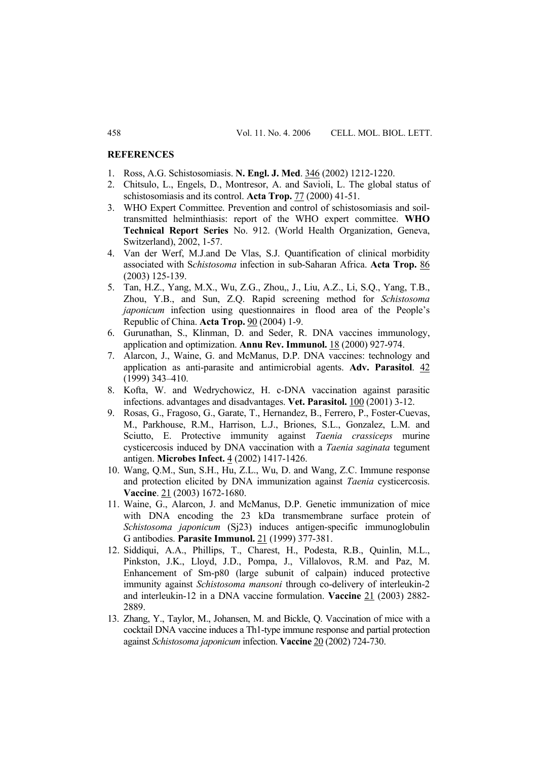## REFERENCES

1. Ross, A.G. Schistosomiasis. **N. Engl. J. Med**. 346 (2002) 1212-1220.
2. Chitsulo, L., Engels, D., Montresor, A. and Savioli, L. The global status of schistosomiasis and its control. **Acta Trop.** 77 (2000) 41-51.
3. WHO Expert Committee. Prevention and control of schistosomiasis and soil-transmitted helminthiasis: report of the WHO expert committee. **WHO Technical Report Series** No. 912. (World Health Organization, Geneva, Switzerland), 2002, 1-57.
4. Van der Werf, M.J.and De Vlas, S.J. Quantification of clinical morbidity associated with S*chistosoma* infection in sub-Saharan Africa. **Acta Trop.** 86 (2003) 125-139.
5. Tan, H.Z., Yang, M.X., Wu, Z.G., Zhou,, J., Liu, A.Z., Li, S.Q., Yang, T.B., Zhou, Y.B., and Sun, Z.Q. Rapid screening method for *Schistosoma japonicum* infection using questionnaires in flood area of the People's Republic of China. **Acta Trop.** 90 (2004) 1-9.
6. Gurunathan, S., Klinman, D. and Seder, R. DNA vaccines immunology, application and optimization. **Annu Rev. Immunol.** 18 (2000) 927-974.
7. Alarcon, J., Waine, G. and McManus, D.P. DNA vaccines: technology and application as anti-parasite and antimicrobial agents. **Adv. Parasitol**. 42 (1999) 343–410.
8. Kofta, W. and Wedrychowicz, H. c-DNA vaccination against parasitic infections. advantages and disadvantages. **Vet. Parasitol.** 100 (2001) 3-12.
9. Rosas, G., Fragoso, G., Garate, T., Hernandez, B., Ferrero, P., Foster-Cuevas, M., Parkhouse, R.M., Harrison, L.J., Briones, S.L., Gonzalez, L.M. and Sciutto, E. Protective immunity against *Taenia crassiceps* murine cysticercosis induced by DNA vaccination with a *Taenia saginata* tegument antigen. **Microbes Infect.** 4 (2002) 1417-1426.
10. Wang, Q.M., Sun, S.H., Hu, Z.L., Wu, D. and Wang, Z.C. Immune response and protection elicited by DNA immunization against *Taenia* cysticercosis. **Vaccine**. 21 (2003) 1672-1680.
11. Waine, G., Alarcon, J. and McManus, D.P. Genetic immunization of mice with DNA encoding the 23 kDa transmembrane surface protein of *Schistosoma japonicum* (Sj23) induces antigen-specific immunoglobulin G antibodies. **Parasite Immunol.** 21 (1999) 377-381.
12. Siddiqui, A.A., Phillips, T., Charest, H., Podesta, R.B., Quinlin, M.L., Pinkston, J.K., Lloyd, J.D., Pompa, J., Villalovos, R.M. and Paz, M. Enhancement of Sm-p80 (large subunit of calpain) induced protective immunity against *Schistosoma mansoni* through co-delivery of interleukin-2 and interleukin-12 in a DNA vaccine formulation. **Vaccine** 21 (2003) 2882-2889.
13. Zhang, Y., Taylor, M., Johansen, M. and Bickle, Q. Vaccination of mice with a cocktail DNA vaccine induces a Th1-type immune response and partial protection against *Schistosoma japonicum* infection. **Vaccine** 20 (2002) 724-730.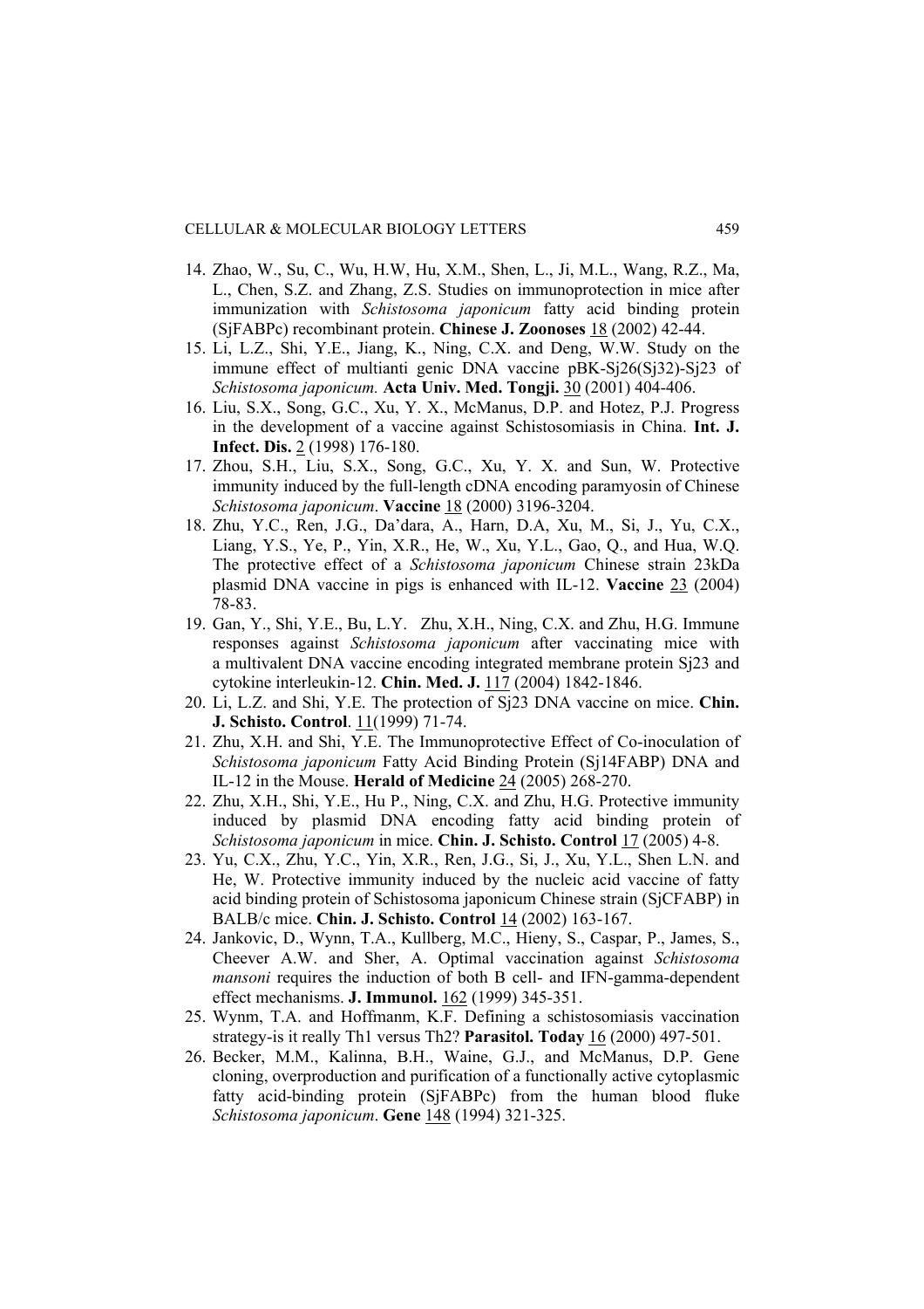14. Zhao, W., Su, C., Wu, H.W, Hu, X.M., Shen, L., Ji, M.L., Wang, R.Z., Ma, L., Chen, S.Z. and Zhang, Z.S. Studies on immunoprotection in mice after immunization with *Schistosoma japonicum* fatty acid binding protein (SjFABPc) recombinant protein. **Chinese J. Zoonoses** 18 (2002) 42-44.
15. Li, L.Z., Shi, Y.E., Jiang, K., Ning, C.X. and Deng, W.W. Study on the immune effect of multianti genic DNA vaccine pBK-Sj26(Sj32)-Sj23 of *Schistosoma japonicum.* **Acta Univ. Med. Tongji.** 30 (2001) 404-406.
16. Liu, S.X., Song, G.C., Xu, Y. X., McManus, D.P. and Hotez, P.J. Progress in the development of a vaccine against Schistosomiasis in China. **Int. J. Infect. Dis.** 2 (1998) 176-180.
17. Zhou, S.H., Liu, S.X., Song, G.C., Xu, Y. X. and Sun, W. Protective immunity induced by the full-length cDNA encoding paramyosin of Chinese *Schistosoma japonicum*. **Vaccine** 18 (2000) 3196-3204.
18. Zhu, Y.C., Ren, J.G., Da'dara, A., Harn, D.A, Xu, M., Si, J., Yu, C.X., Liang, Y.S., Ye, P., Yin, X.R., He, W., Xu, Y.L., Gao, Q., and Hua, W.Q. The protective effect of a *Schistosoma japonicum* Chinese strain 23kDa plasmid DNA vaccine in pigs is enhanced with IL-12. **Vaccine** 23 (2004) 78-83.
19. Gan, Y., Shi, Y.E., Bu, L.Y. Zhu, X.H., Ning, C.X. and Zhu, H.G. Immune responses against *Schistosoma japonicum* after vaccinating mice with a multivalent DNA vaccine encoding integrated membrane protein Sj23 and cytokine interleukin-12. **Chin. Med. J.** 117 (2004) 1842-1846.
20. Li, L.Z. and Shi, Y.E. The protection of Sj23 DNA vaccine on mice. **Chin. J. Schisto. Control**. 11(1999) 71-74.
21. Zhu, X.H. and Shi, Y.E. The Immunoprotective Effect of Co-inoculation of *Schistosoma japonicum* Fatty Acid Binding Protein (Sj14FABP) DNA and IL-12 in the Mouse. **Herald of Medicine** 24 (2005) 268-270.
22. Zhu, X.H., Shi, Y.E., Hu P., Ning, C.X. and Zhu, H.G. Protective immunity induced by plasmid DNA encoding fatty acid binding protein of *Schistosoma japonicum* in mice. **Chin. J. Schisto. Control** 17 (2005) 4-8.
23. Yu, C.X., Zhu, Y.C., Yin, X.R., Ren, J.G., Si, J., Xu, Y.L., Shen L.N. and He, W. Protective immunity induced by the nucleic acid vaccine of fatty acid binding protein of Schistosoma japonicum Chinese strain (SjCFABP) in BALB/c mice. **Chin. J. Schisto. Control** 14 (2002) 163-167.
24. Jankovic, D., Wynn, T.A., Kullberg, M.C., Hieny, S., Caspar, P., James, S., Cheever A.W. and Sher, A. Optimal vaccination against *Schistosoma mansoni* requires the induction of both B cell- and IFN-gamma-dependent effect mechanisms. **J. Immunol.** 162 (1999) 345-351.
25. Wynm, T.A. and Hoffmanm, K.F. Defining a schistosomiasis vaccination strategy-is it really Th1 versus Th2? **Parasitol. Today** 16 (2000) 497-501.
26. Becker, M.M., Kalinna, B.H., Waine, G.J., and McManus, D.P. Gene cloning, overproduction and purification of a functionally active cytoplasmic fatty acid-binding protein (SjFABPc) from the human blood fluke *Schistosoma japonicum*. **Gene** 148 (1994) 321-325.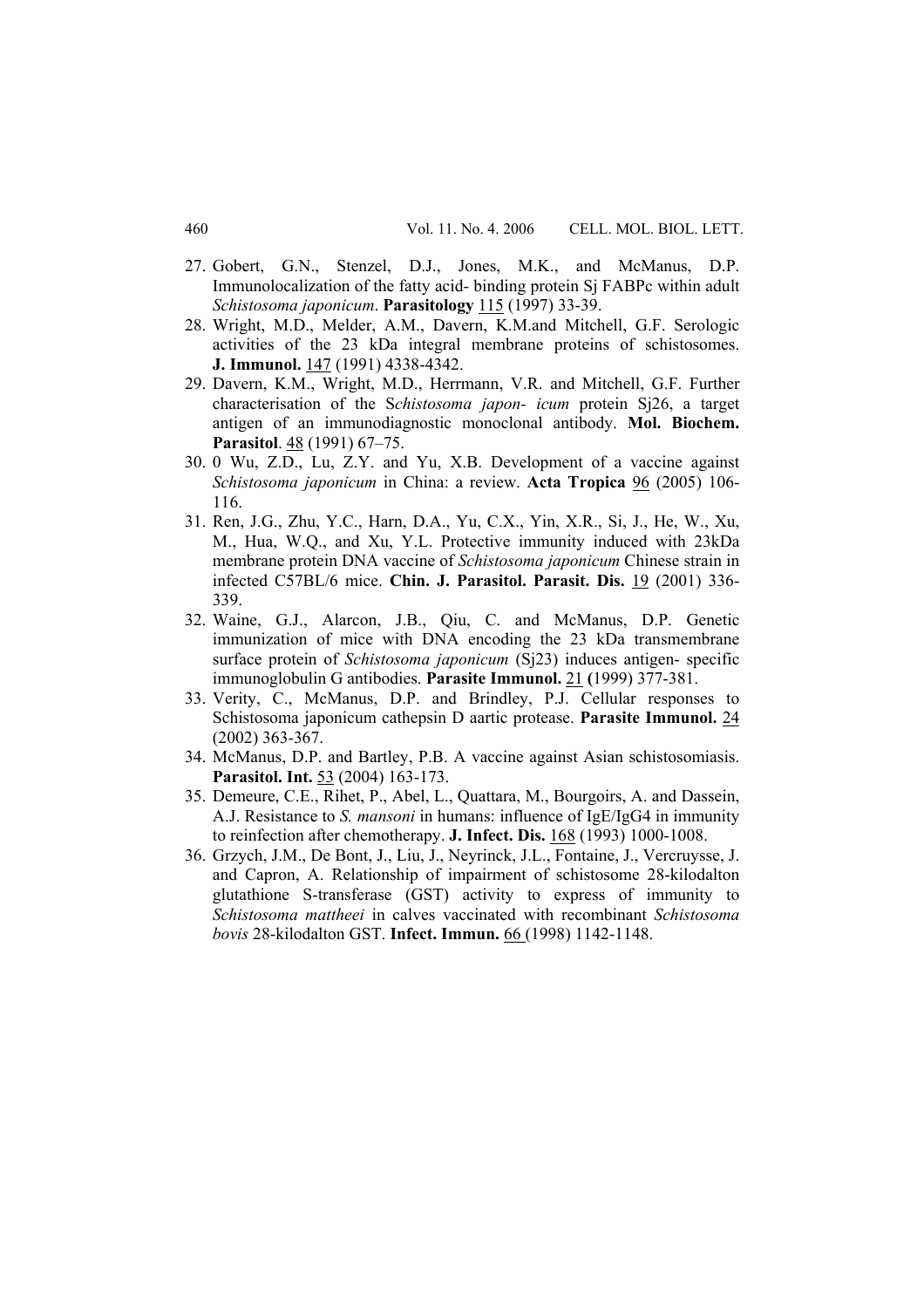27. Gobert, G.N., Stenzel, D.J., Jones, M.K., and McManus, D.P. Immunolocalization of the fatty acid- binding protein Sj FABPc within adult *Schistosoma japonicum*. **Parasitology** 115 (1997) 33-39.
28. Wright, M.D., Melder, A.M., Davern, K.M.and Mitchell, G.F. Serologic activities of the 23 kDa integral membrane proteins of schistosomes. **J. Immunol.** 147 (1991) 4338-4342.
29. Davern, K.M., Wright, M.D., Herrmann, V.R. and Mitchell, G.F. Further characterisation of the S*chistosoma japon- icum* protein Sj26, a target antigen of an immunodiagnostic monoclonal antibody. **Mol. Biochem. Parasitol**. 48 (1991) 67–75.
30. 0 Wu, Z.D., Lu, Z.Y. and Yu, X.B. Development of a vaccine against *Schistosoma japonicum* in China: a review. **Acta Tropica** 96 (2005) 106-116.
31. Ren, J.G., Zhu, Y.C., Harn, D.A., Yu, C.X., Yin, X.R., Si, J., He, W., Xu, M., Hua, W.Q., and Xu, Y.L. Protective immunity induced with 23kDa membrane protein DNA vaccine of *Schistosoma japonicum* Chinese strain in infected C57BL/6 mice. **Chin. J. Parasitol. Parasit. Dis.** 19 (2001) 336-339.
32. Waine, G.J., Alarcon, J.B., Qiu, C. and McManus, D.P. Genetic immunization of mice with DNA encoding the 23 kDa transmembrane surface protein of *Schistosoma japonicum* (Sj23) induces antigen- specific immunoglobulin G antibodies. **Parasite Immunol.** 21 **(**1999) 377-381.
33. Verity, C., McManus, D.P. and Brindley, P.J. Cellular responses to Schistosoma japonicum cathepsin D aartic protease. **Parasite Immunol.** 24 (2002) 363-367.
34. McManus, D.P. and Bartley, P.B. A vaccine against Asian schistosomiasis. **Parasitol. Int.** 53 (2004) 163-173.
35. Demeure, C.E., Rihet, P., Abel, L., Quattara, M., Bourgoirs, A. and Dassein, A.J. Resistance to *S. mansoni* in humans: influence of IgE/IgG4 in immunity to reinfection after chemotherapy. **J. Infect. Dis.** 168 (1993) 1000-1008.
36. Grzych, J.M., De Bont, J., Liu, J., Neyrinck, J.L., Fontaine, J., Vercruysse, J. and Capron, A. Relationship of impairment of schistosome 28-kilodalton glutathione S-transferase (GST) activity to express of immunity to *Schistosoma mattheei* in calves vaccinated with recombinant *Schistosoma bovis* 28-kilodalton GST. **Infect. Immun.** 66 (1998) 1142-1148.